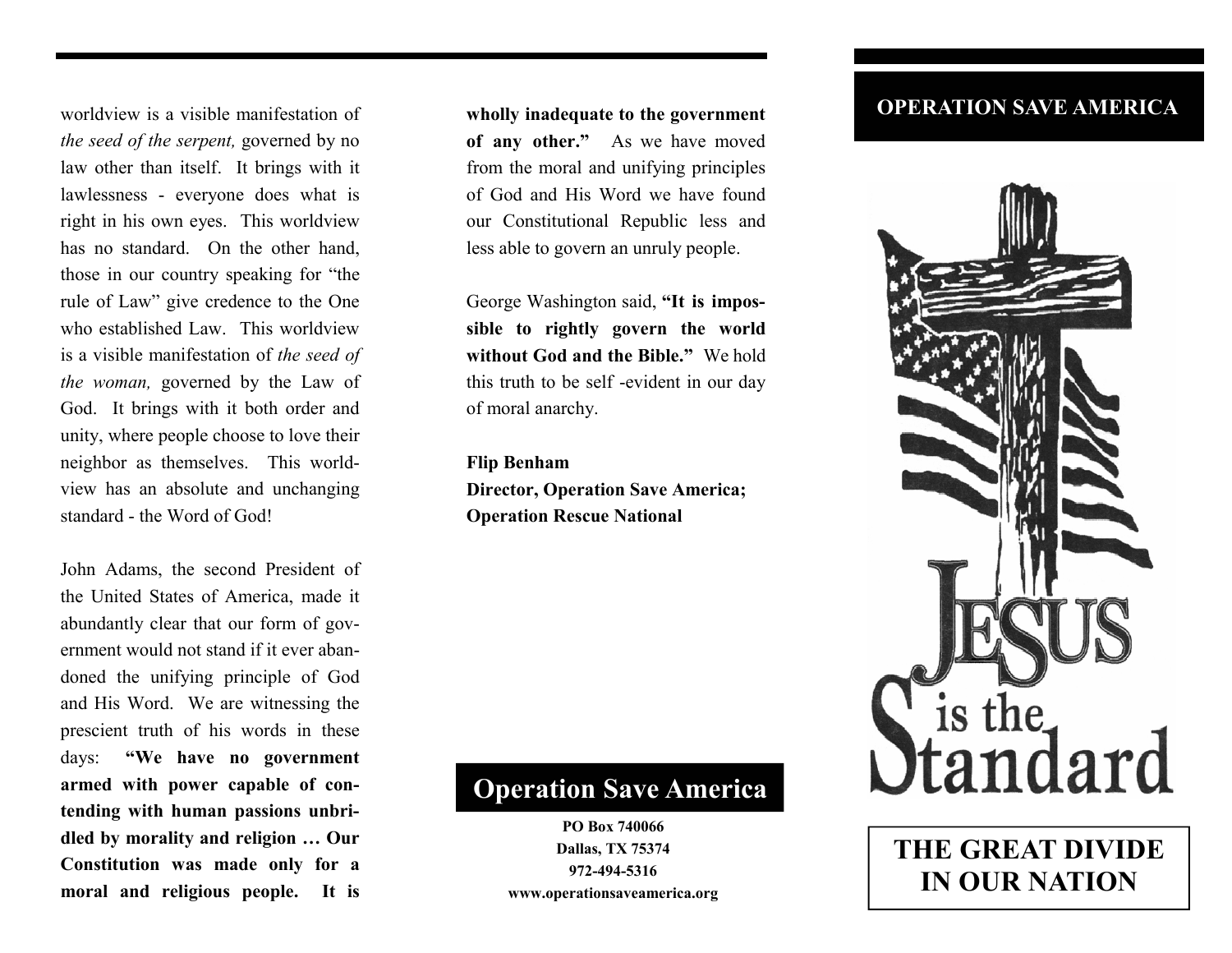worldview is a visible manifestation of *the seed of the serpent,* governed by no law other than itself. It brings with it lawlessness - everyone does what is right in his own eyes. This worldview has no standard. On the other hand, those in our country speaking for "the rule of Law" give credence to the One who established Law. This worldview is a visible manifestation of *the seed of the woman,* governed by the Law of God. It brings with it both order and unity, where people choose to love their neighbor as themselves. This worldview has an absolute and unchanging standard - the Word of God!

John Adams, the second President of the United States of America, made it abundantly clear that our form of government would not stand if it ever abandoned the unifying principle of God and His Word. We are witnessing the prescient truth of his words in these days: **"We have no government armed with power capable of contending with human passions unbridled by morality and religion … Our Constitution was made only for a moral and religious people. It is wholly inadequate to the government of any other."** As we have moved from the moral and unifying principles of God and His Word we have found our Constitutional Republic less and less able to govern an unruly people.

George Washington said, **"It is impossible to rightly govern the world without God and the Bible."** We hold this truth to be self -evident in our day of moral anarchy.

**Flip Benham**
**Director, Operation Save America;**
**Operation Rescue National**

## Operation Save America

**PO Box 740066**
**Dallas, TX 75374**
**972-494-5316**
**www.operationsaveamerica.org**

**OPERATION SAVE AMERICA**

JESUS is the Standard

# THE GREAT DIVIDE IN OUR NATION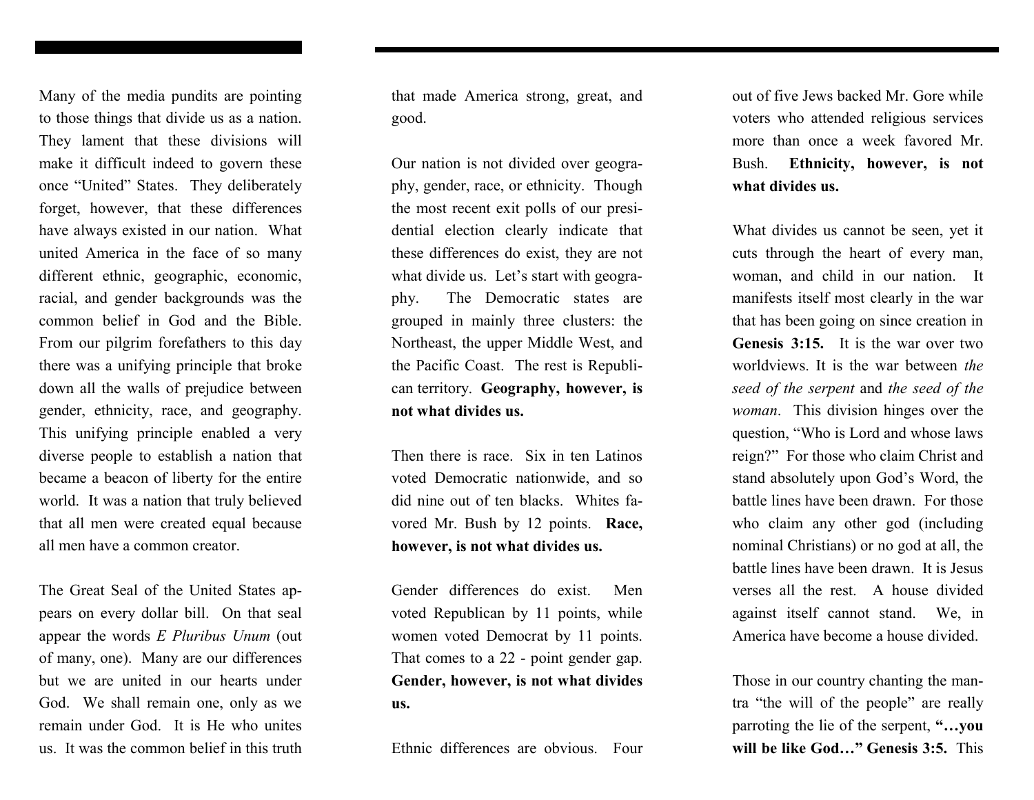Many of the media pundits are pointing to those things that divide us as a nation. They lament that these divisions will make it difficult indeed to govern these once "United" States. They deliberately forget, however, that these differences have always existed in our nation. What united America in the face of so many different ethnic, geographic, economic, racial, and gender backgrounds was the common belief in God and the Bible. From our pilgrim forefathers to this day there was a unifying principle that broke down all the walls of prejudice between gender, ethnicity, race, and geography. This unifying principle enabled a very diverse people to establish a nation that became a beacon of liberty for the entire world. It was a nation that truly believed that all men were created equal because all men have a common creator.

The Great Seal of the United States appears on every dollar bill. On that seal appear the words *E Pluribus Unum* (out of many, one). Many are our differences but we are united in our hearts under God. We shall remain one, only as we remain under God. It is He who unites us. It was the common belief in this truth that made America strong, great, and good.

Our nation is not divided over geography, gender, race, or ethnicity. Though the most recent exit polls of our presidential election clearly indicate that these differences do exist, they are not what divide us. Let's start with geography. The Democratic states are grouped in mainly three clusters: the Northeast, the upper Middle West, and the Pacific Coast. The rest is Republican territory. **Geography, however, is not what divides us.**

Then there is race. Six in ten Latinos voted Democratic nationwide, and so did nine out of ten blacks. Whites favored Mr. Bush by 12 points. **Race, however, is not what divides us.**

Gender differences do exist. Men voted Republican by 11 points, while women voted Democrat by 11 points. That comes to a 22 - point gender gap. **Gender, however, is not what divides us.**

Ethnic differences are obvious. Four out of five Jews backed Mr. Gore while voters who attended religious services more than once a week favored Mr. Bush. **Ethnicity, however, is not what divides us.**

What divides us cannot be seen, yet it cuts through the heart of every man, woman, and child in our nation. It manifests itself most clearly in the war that has been going on since creation in **Genesis 3:15.** It is the war over two worldviews. It is the war between *the seed of the serpent* and *the seed of the woman*. This division hinges over the question, "Who is Lord and whose laws reign?" For those who claim Christ and stand absolutely upon God's Word, the battle lines have been drawn. For those who claim any other god (including nominal Christians) or no god at all, the battle lines have been drawn. It is Jesus verses all the rest. A house divided against itself cannot stand. We, in America have become a house divided.

Those in our country chanting the mantra "the will of the people" are really parroting the lie of the serpent, **"…you will be like God…" Genesis 3:5.** This